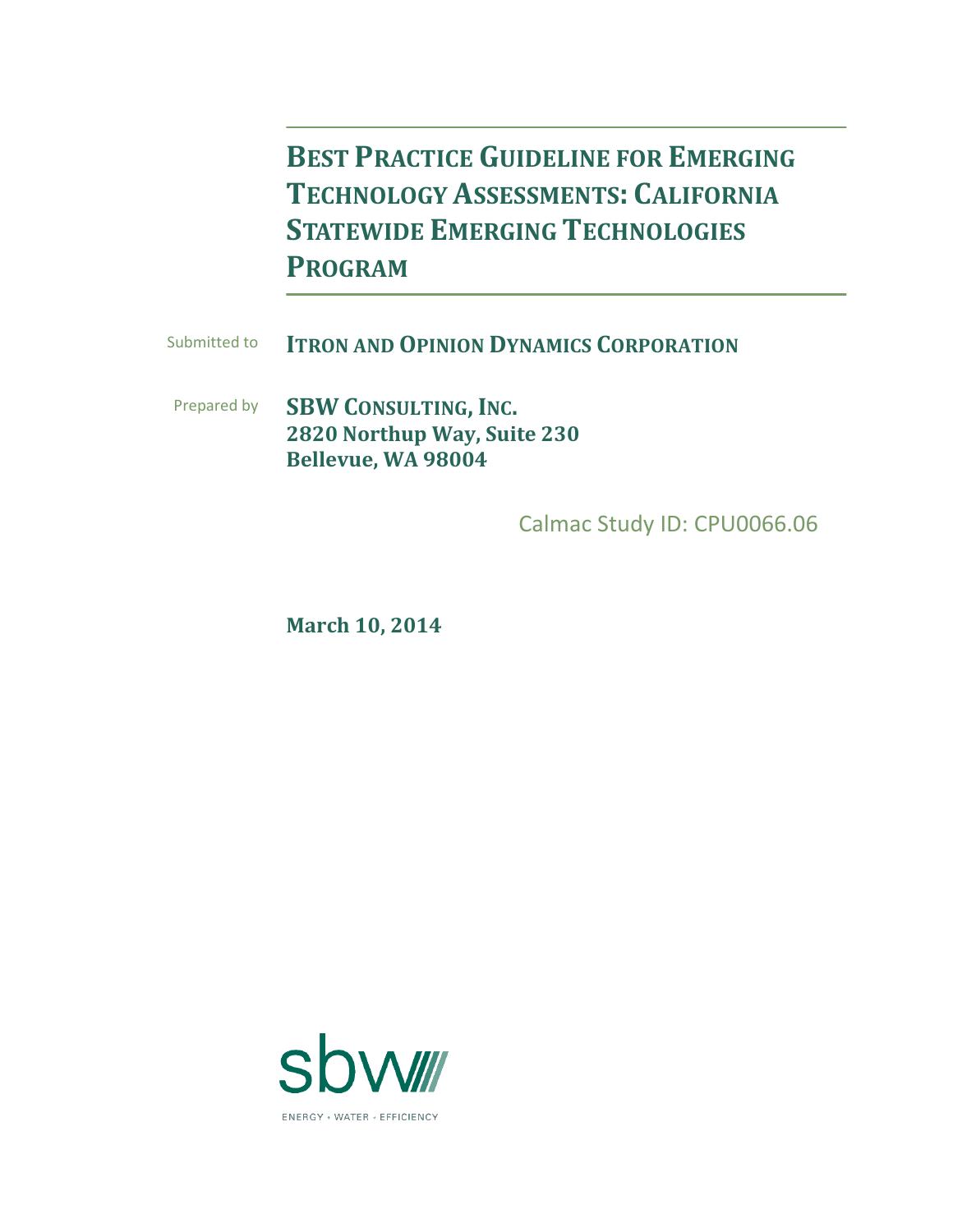# Best Practice Guideline for Emerging Technology Assessments: California Statewide Emerging Technologies Program

Submitted to **Itron and Opinion Dynamics Corporation**

Prepared by **SBW Consulting, Inc.**
**2820 Northup Way, Suite 230**
**Bellevue, WA 98004**

Calmac Study ID: CPU0066.06

**March 10, 2014**

sbw

ENERGY · WATER · EFFICIENCY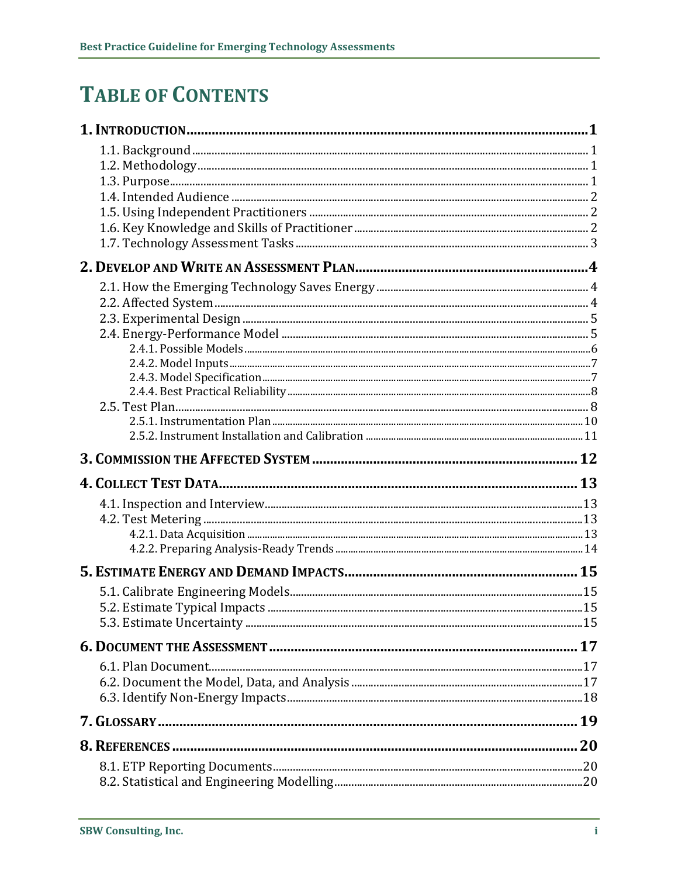# TABLE OF CONTENTS

**1. INTRODUCTION** ..... **1**

- 1.1. Background ..... 1
- 1.2. Methodology ..... 1
- 1.3. Purpose ..... 1
- 1.4. Intended Audience ..... 2
- 1.5. Using Independent Practitioners ..... 2
- 1.6. Key Knowledge and Skills of Practitioner ..... 2
- 1.7. Technology Assessment Tasks ..... 3

**2. DEVELOP AND WRITE AN ASSESSMENT PLAN** ..... **4**

- 2.1. How the Emerging Technology Saves Energy ..... 4
- 2.2. Affected System ..... 4
- 2.3. Experimental Design ..... 5
- 2.4. Energy-Performance Model ..... 5
  - 2.4.1. Possible Models ..... 6
  - 2.4.2. Model Inputs ..... 7
  - 2.4.3. Model Specification ..... 7
  - 2.4.4. Best Practical Reliability ..... 8
- 2.5. Test Plan ..... 8
  - 2.5.1. Instrumentation Plan ..... 10
  - 2.5.2. Instrument Installation and Calibration ..... 11

**3. COMMISSION THE AFFECTED SYSTEM** ..... **12**

**4. COLLECT TEST DATA** ..... **13**

- 4.1. Inspection and Interview ..... 13
- 4.2. Test Metering ..... 13
  - 4.2.1. Data Acquisition ..... 13
  - 4.2.2. Preparing Analysis-Ready Trends ..... 14

**5. ESTIMATE ENERGY AND DEMAND IMPACTS** ..... **15**

- 5.1. Calibrate Engineering Models ..... 15
- 5.2. Estimate Typical Impacts ..... 15
- 5.3. Estimate Uncertainty ..... 15

**6. DOCUMENT THE ASSESSMENT** ..... **17**

- 6.1. Plan Document ..... 17
- 6.2. Document the Model, Data, and Analysis ..... 17
- 6.3. Identify Non-Energy Impacts ..... 18

**7. GLOSSARY** ..... **19**

**8. REFERENCES** ..... **20**

- 8.1. ETP Reporting Documents ..... 20
- 8.2. Statistical and Engineering Modelling ..... 20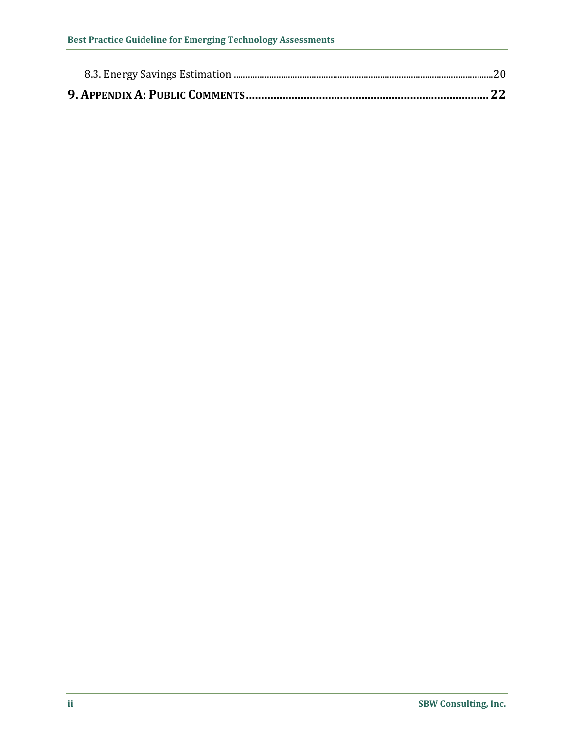8.3. Energy Savings Estimation ........................................................................................................20

**9. APPENDIX A: PUBLIC COMMENTS ........................................................................ 22**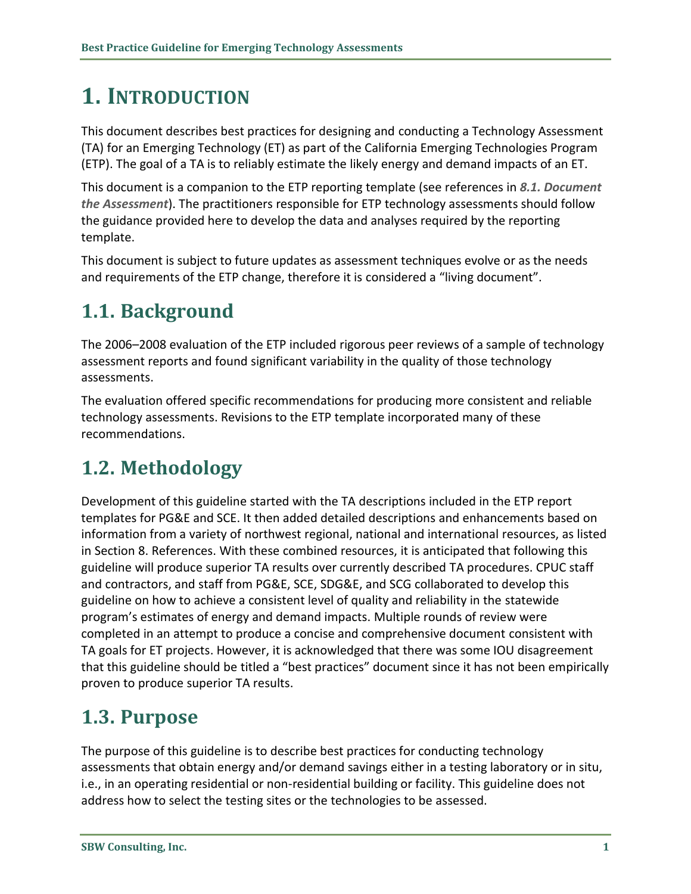# 1. Introduction

This document describes best practices for designing and conducting a Technology Assessment (TA) for an Emerging Technology (ET) as part of the California Emerging Technologies Program (ETP). The goal of a TA is to reliably estimate the likely energy and demand impacts of an ET.

This document is a companion to the ETP reporting template (see references in ***8.1. Document the Assessment***). The practitioners responsible for ETP technology assessments should follow the guidance provided here to develop the data and analyses required by the reporting template.

This document is subject to future updates as assessment techniques evolve or as the needs and requirements of the ETP change, therefore it is considered a "living document".

## 1.1. Background

The 2006–2008 evaluation of the ETP included rigorous peer reviews of a sample of technology assessment reports and found significant variability in the quality of those technology assessments.

The evaluation offered specific recommendations for producing more consistent and reliable technology assessments. Revisions to the ETP template incorporated many of these recommendations.

## 1.2. Methodology

Development of this guideline started with the TA descriptions included in the ETP report templates for PG&E and SCE. It then added detailed descriptions and enhancements based on information from a variety of northwest regional, national and international resources, as listed in Section 8. References. With these combined resources, it is anticipated that following this guideline will produce superior TA results over currently described TA procedures. CPUC staff and contractors, and staff from PG&E, SCE, SDG&E, and SCG collaborated to develop this guideline on how to achieve a consistent level of quality and reliability in the statewide program's estimates of energy and demand impacts. Multiple rounds of review were completed in an attempt to produce a concise and comprehensive document consistent with TA goals for ET projects. However, it is acknowledged that there was some IOU disagreement that this guideline should be titled a "best practices" document since it has not been empirically proven to produce superior TA results.

## 1.3. Purpose

The purpose of this guideline is to describe best practices for conducting technology assessments that obtain energy and/or demand savings either in a testing laboratory or in situ, i.e., in an operating residential or non-residential building or facility. This guideline does not address how to select the testing sites or the technologies to be assessed.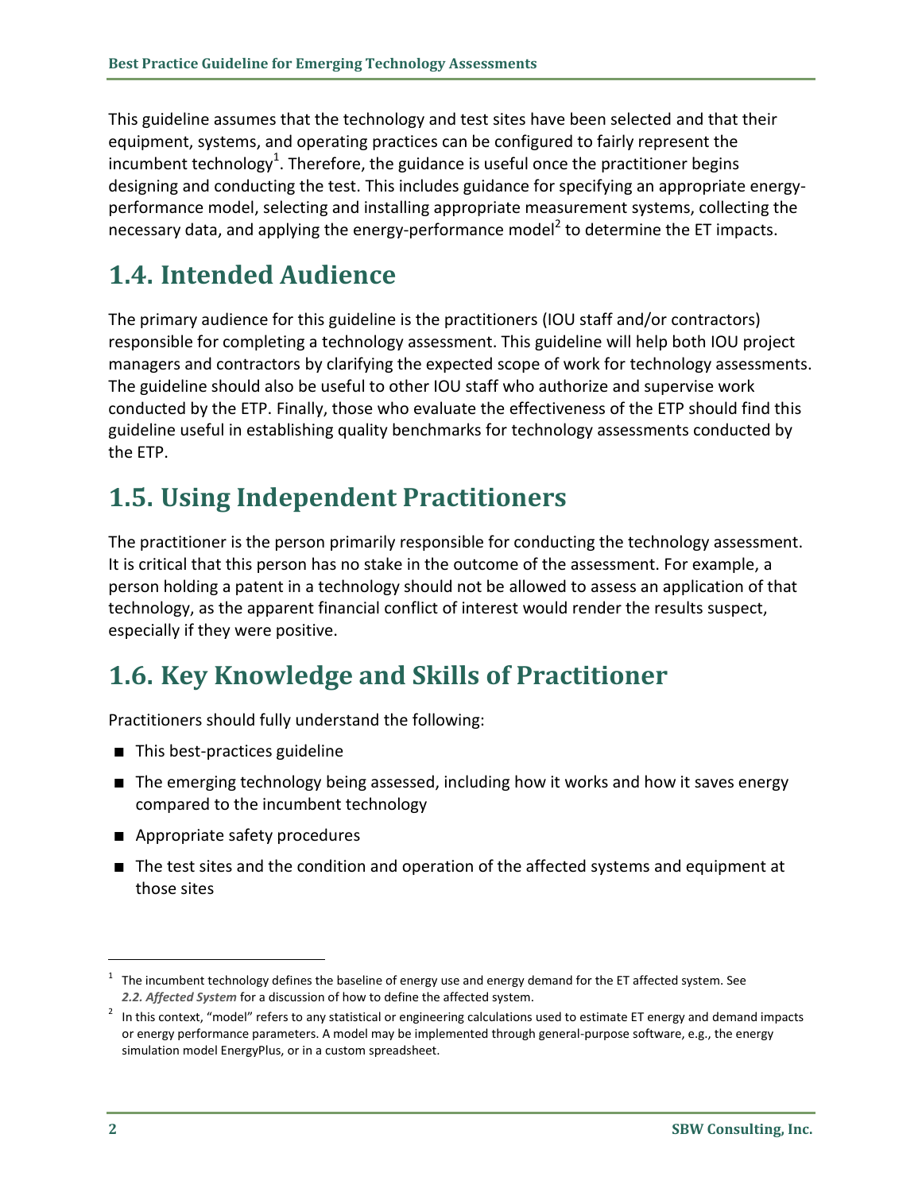This guideline assumes that the technology and test sites have been selected and that their equipment, systems, and operating practices can be configured to fairly represent the incumbent technology[1]. Therefore, the guidance is useful once the practitioner begins designing and conducting the test. This includes guidance for specifying an appropriate energy-performance model, selecting and installing appropriate measurement systems, collecting the necessary data, and applying the energy-performance model[2] to determine the ET impacts.

## 1.4. Intended Audience

The primary audience for this guideline is the practitioners (IOU staff and/or contractors) responsible for completing a technology assessment. This guideline will help both IOU project managers and contractors by clarifying the expected scope of work for technology assessments. The guideline should also be useful to other IOU staff who authorize and supervise work conducted by the ETP. Finally, those who evaluate the effectiveness of the ETP should find this guideline useful in establishing quality benchmarks for technology assessments conducted by the ETP.

## 1.5. Using Independent Practitioners

The practitioner is the person primarily responsible for conducting the technology assessment. It is critical that this person has no stake in the outcome of the assessment. For example, a person holding a patent in a technology should not be allowed to assess an application of that technology, as the apparent financial conflict of interest would render the results suspect, especially if they were positive.

## 1.6. Key Knowledge and Skills of Practitioner

Practitioners should fully understand the following:

- This best-practices guideline
- The emerging technology being assessed, including how it works and how it saves energy compared to the incumbent technology
- Appropriate safety procedures
- The test sites and the condition and operation of the affected systems and equipment at those sites

---

[1] The incumbent technology defines the baseline of energy use and energy demand for the ET affected system. See ***2.2. Affected System*** for a discussion of how to define the affected system.

[2] In this context, "model" refers to any statistical or engineering calculations used to estimate ET energy and demand impacts or energy performance parameters. A model may be implemented through general-purpose software, e.g., the energy simulation model EnergyPlus, or in a custom spreadsheet.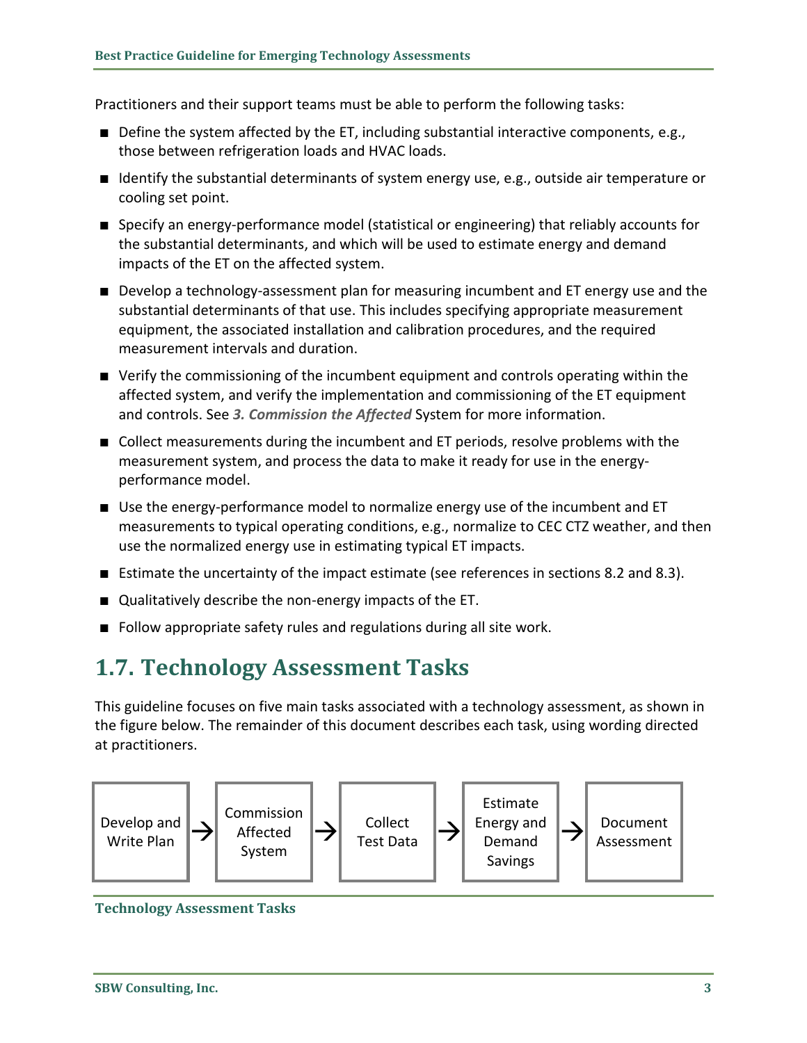Practitioners and their support teams must be able to perform the following tasks:

- Define the system affected by the ET, including substantial interactive components, e.g., those between refrigeration loads and HVAC loads.
- Identify the substantial determinants of system energy use, e.g., outside air temperature or cooling set point.
- Specify an energy-performance model (statistical or engineering) that reliably accounts for the substantial determinants, and which will be used to estimate energy and demand impacts of the ET on the affected system.
- Develop a technology-assessment plan for measuring incumbent and ET energy use and the substantial determinants of that use. This includes specifying appropriate measurement equipment, the associated installation and calibration procedures, and the required measurement intervals and duration.
- Verify the commissioning of the incumbent equipment and controls operating within the affected system, and verify the implementation and commissioning of the ET equipment and controls. See ***3. Commission the Affected*** System for more information.
- Collect measurements during the incumbent and ET periods, resolve problems with the measurement system, and process the data to make it ready for use in the energy-performance model.
- Use the energy-performance model to normalize energy use of the incumbent and ET measurements to typical operating conditions, e.g., normalize to CEC CTZ weather, and then use the normalized energy use in estimating typical ET impacts.
- Estimate the uncertainty of the impact estimate (see references in sections 8.2 and 8.3).
- Qualitatively describe the non-energy impacts of the ET.
- Follow appropriate safety rules and regulations during all site work.

## 1.7. Technology Assessment Tasks

This guideline focuses on five main tasks associated with a technology assessment, as shown in the figure below. The remainder of this document describes each task, using wording directed at practitioners.

Develop and Write Plan → Commission Affected System → Collect Test Data → Estimate Energy and Demand Savings → Document Assessment

**Technology Assessment Tasks**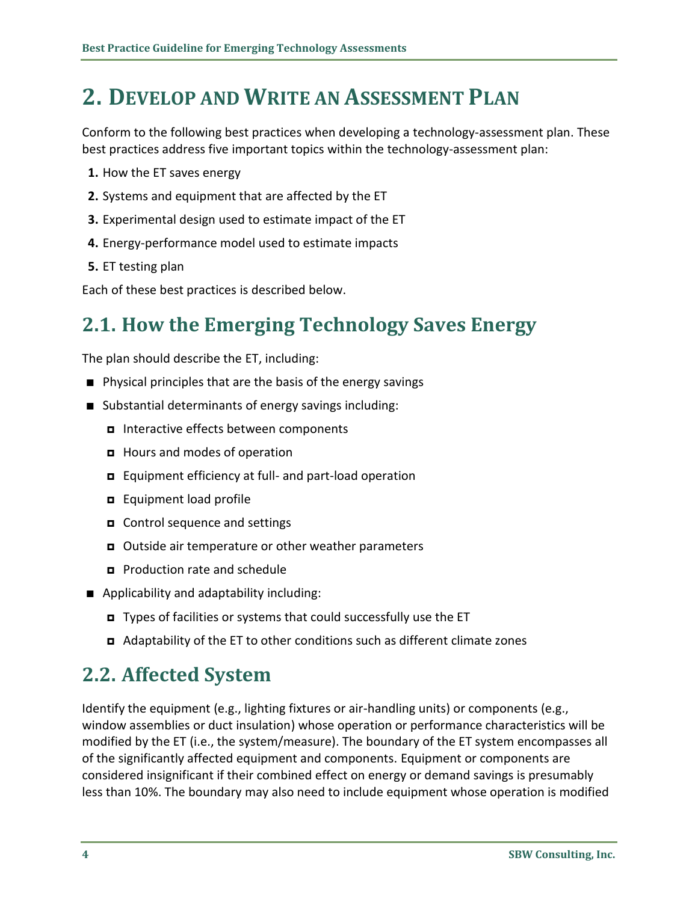# 2. Develop and Write an Assessment Plan

Conform to the following best practices when developing a technology-assessment plan. These best practices address five important topics within the technology-assessment plan:

1. How the ET saves energy
2. Systems and equipment that are affected by the ET
3. Experimental design used to estimate impact of the ET
4. Energy-performance model used to estimate impacts
5. ET testing plan

Each of these best practices is described below.

## 2.1. How the Emerging Technology Saves Energy

The plan should describe the ET, including:

- Physical principles that are the basis of the energy savings
- Substantial determinants of energy savings including:
  - Interactive effects between components
  - Hours and modes of operation
  - Equipment efficiency at full- and part-load operation
  - Equipment load profile
  - Control sequence and settings
  - Outside air temperature or other weather parameters
  - Production rate and schedule
- Applicability and adaptability including:
  - Types of facilities or systems that could successfully use the ET
  - Adaptability of the ET to other conditions such as different climate zones

## 2.2. Affected System

Identify the equipment (e.g., lighting fixtures or air-handling units) or components (e.g., window assemblies or duct insulation) whose operation or performance characteristics will be modified by the ET (i.e., the system/measure). The boundary of the ET system encompasses all of the significantly affected equipment and components. Equipment or components are considered insignificant if their combined effect on energy or demand savings is presumably less than 10%. The boundary may also need to include equipment whose operation is modified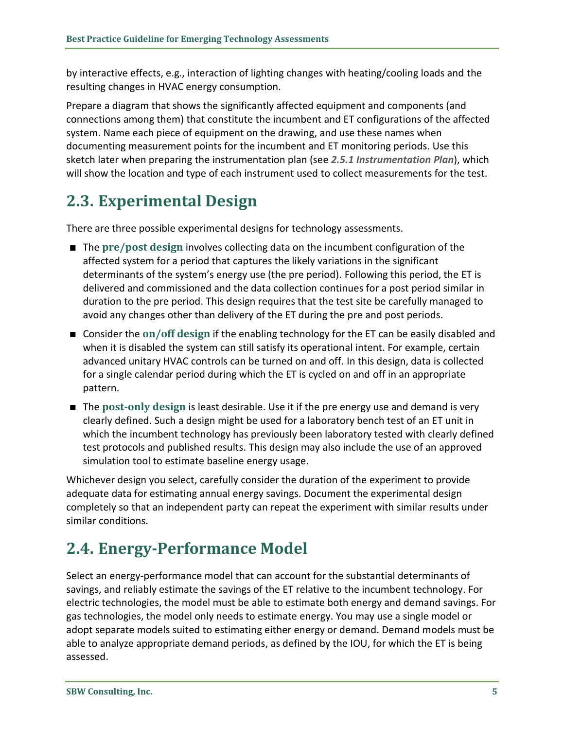by interactive effects, e.g., interaction of lighting changes with heating/cooling loads and the resulting changes in HVAC energy consumption.

Prepare a diagram that shows the significantly affected equipment and components (and connections among them) that constitute the incumbent and ET configurations of the affected system. Name each piece of equipment on the drawing, and use these names when documenting measurement points for the incumbent and ET monitoring periods. Use this sketch later when preparing the instrumentation plan (see ***2.5.1 Instrumentation Plan***), which will show the location and type of each instrument used to collect measurements for the test.

## 2.3. Experimental Design

There are three possible experimental designs for technology assessments.

- The **pre/post design** involves collecting data on the incumbent configuration of the affected system for a period that captures the likely variations in the significant determinants of the system's energy use (the pre period). Following this period, the ET is delivered and commissioned and the data collection continues for a post period similar in duration to the pre period. This design requires that the test site be carefully managed to avoid any changes other than delivery of the ET during the pre and post periods.
- Consider the **on/off design** if the enabling technology for the ET can be easily disabled and when it is disabled the system can still satisfy its operational intent. For example, certain advanced unitary HVAC controls can be turned on and off. In this design, data is collected for a single calendar period during which the ET is cycled on and off in an appropriate pattern.
- The **post-only design** is least desirable. Use it if the pre energy use and demand is very clearly defined. Such a design might be used for a laboratory bench test of an ET unit in which the incumbent technology has previously been laboratory tested with clearly defined test protocols and published results. This design may also include the use of an approved simulation tool to estimate baseline energy usage.

Whichever design you select, carefully consider the duration of the experiment to provide adequate data for estimating annual energy savings. Document the experimental design completely so that an independent party can repeat the experiment with similar results under similar conditions.

## 2.4. Energy-Performance Model

Select an energy-performance model that can account for the substantial determinants of savings, and reliably estimate the savings of the ET relative to the incumbent technology. For electric technologies, the model must be able to estimate both energy and demand savings. For gas technologies, the model only needs to estimate energy. You may use a single model or adopt separate models suited to estimating either energy or demand. Demand models must be able to analyze appropriate demand periods, as defined by the IOU, for which the ET is being assessed.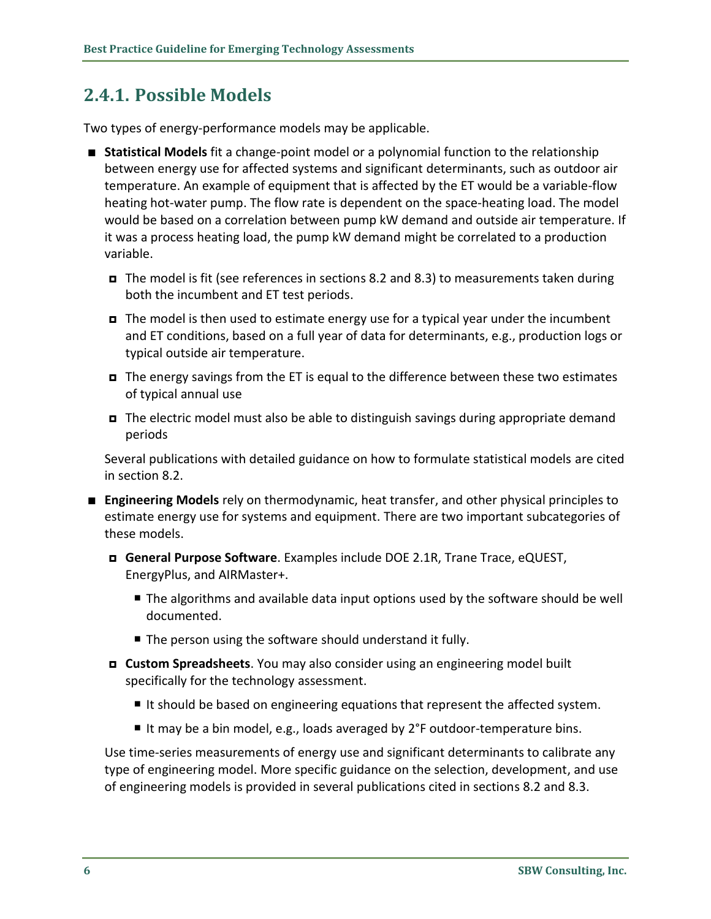### 2.4.1. Possible Models

Two types of energy-performance models may be applicable.

- **Statistical Models** fit a change-point model or a polynomial function to the relationship between energy use for affected systems and significant determinants, such as outdoor air temperature. An example of equipment that is affected by the ET would be a variable-flow heating hot-water pump. The flow rate is dependent on the space-heating load. The model would be based on a correlation between pump kW demand and outside air temperature. If it was a process heating load, the pump kW demand might be correlated to a production variable.
  - The model is fit (see references in sections 8.2 and 8.3) to measurements taken during both the incumbent and ET test periods.
  - The model is then used to estimate energy use for a typical year under the incumbent and ET conditions, based on a full year of data for determinants, e.g., production logs or typical outside air temperature.
  - The energy savings from the ET is equal to the difference between these two estimates of typical annual use
  - The electric model must also be able to distinguish savings during appropriate demand periods

  Several publications with detailed guidance on how to formulate statistical models are cited in section 8.2.

- **Engineering Models** rely on thermodynamic, heat transfer, and other physical principles to estimate energy use for systems and equipment. There are two important subcategories of these models.
  - **General Purpose Software**. Examples include DOE 2.1R, Trane Trace, eQUEST, EnergyPlus, and AIRMaster+.
    - The algorithms and available data input options used by the software should be well documented.
    - The person using the software should understand it fully.
  - **Custom Spreadsheets**. You may also consider using an engineering model built specifically for the technology assessment.
    - It should be based on engineering equations that represent the affected system.
    - It may be a bin model, e.g., loads averaged by 2°F outdoor-temperature bins.

  Use time-series measurements of energy use and significant determinants to calibrate any type of engineering model. More specific guidance on the selection, development, and use of engineering models is provided in several publications cited in sections 8.2 and 8.3.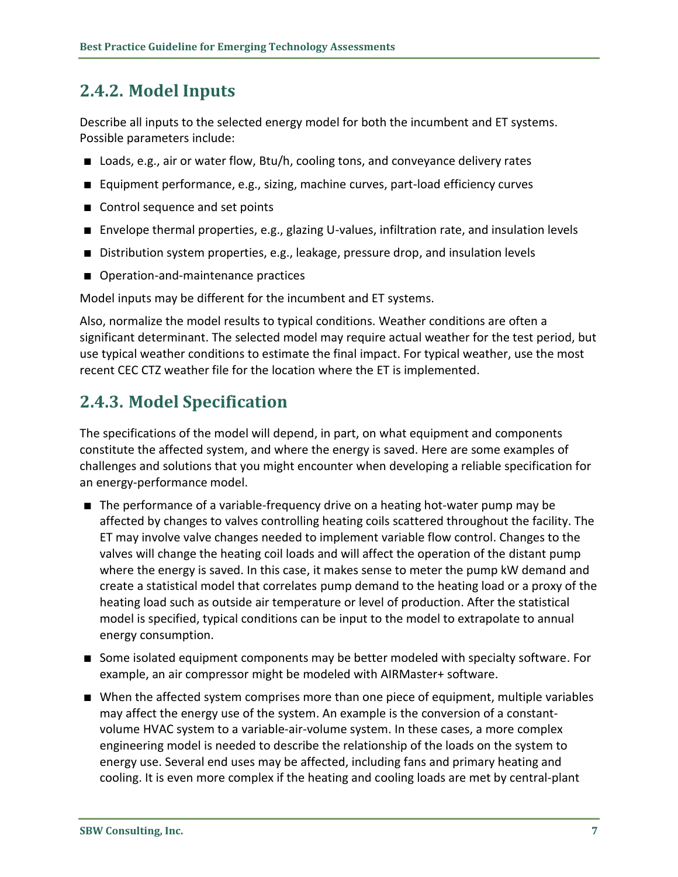### 2.4.2. Model Inputs

Describe all inputs to the selected energy model for both the incumbent and ET systems. Possible parameters include:

- Loads, e.g., air or water flow, Btu/h, cooling tons, and conveyance delivery rates
- Equipment performance, e.g., sizing, machine curves, part-load efficiency curves
- Control sequence and set points
- Envelope thermal properties, e.g., glazing U-values, infiltration rate, and insulation levels
- Distribution system properties, e.g., leakage, pressure drop, and insulation levels
- Operation-and-maintenance practices

Model inputs may be different for the incumbent and ET systems.

Also, normalize the model results to typical conditions. Weather conditions are often a significant determinant. The selected model may require actual weather for the test period, but use typical weather conditions to estimate the final impact. For typical weather, use the most recent CEC CTZ weather file for the location where the ET is implemented.

### 2.4.3. Model Specification

The specifications of the model will depend, in part, on what equipment and components constitute the affected system, and where the energy is saved. Here are some examples of challenges and solutions that you might encounter when developing a reliable specification for an energy-performance model.

- The performance of a variable-frequency drive on a heating hot-water pump may be affected by changes to valves controlling heating coils scattered throughout the facility. The ET may involve valve changes needed to implement variable flow control. Changes to the valves will change the heating coil loads and will affect the operation of the distant pump where the energy is saved. In this case, it makes sense to meter the pump kW demand and create a statistical model that correlates pump demand to the heating load or a proxy of the heating load such as outside air temperature or level of production. After the statistical model is specified, typical conditions can be input to the model to extrapolate to annual energy consumption.
- Some isolated equipment components may be better modeled with specialty software. For example, an air compressor might be modeled with AIRMaster+ software.
- When the affected system comprises more than one piece of equipment, multiple variables may affect the energy use of the system. An example is the conversion of a constant-volume HVAC system to a variable-air-volume system. In these cases, a more complex engineering model is needed to describe the relationship of the loads on the system to energy use. Several end uses may be affected, including fans and primary heating and cooling. It is even more complex if the heating and cooling loads are met by central-plant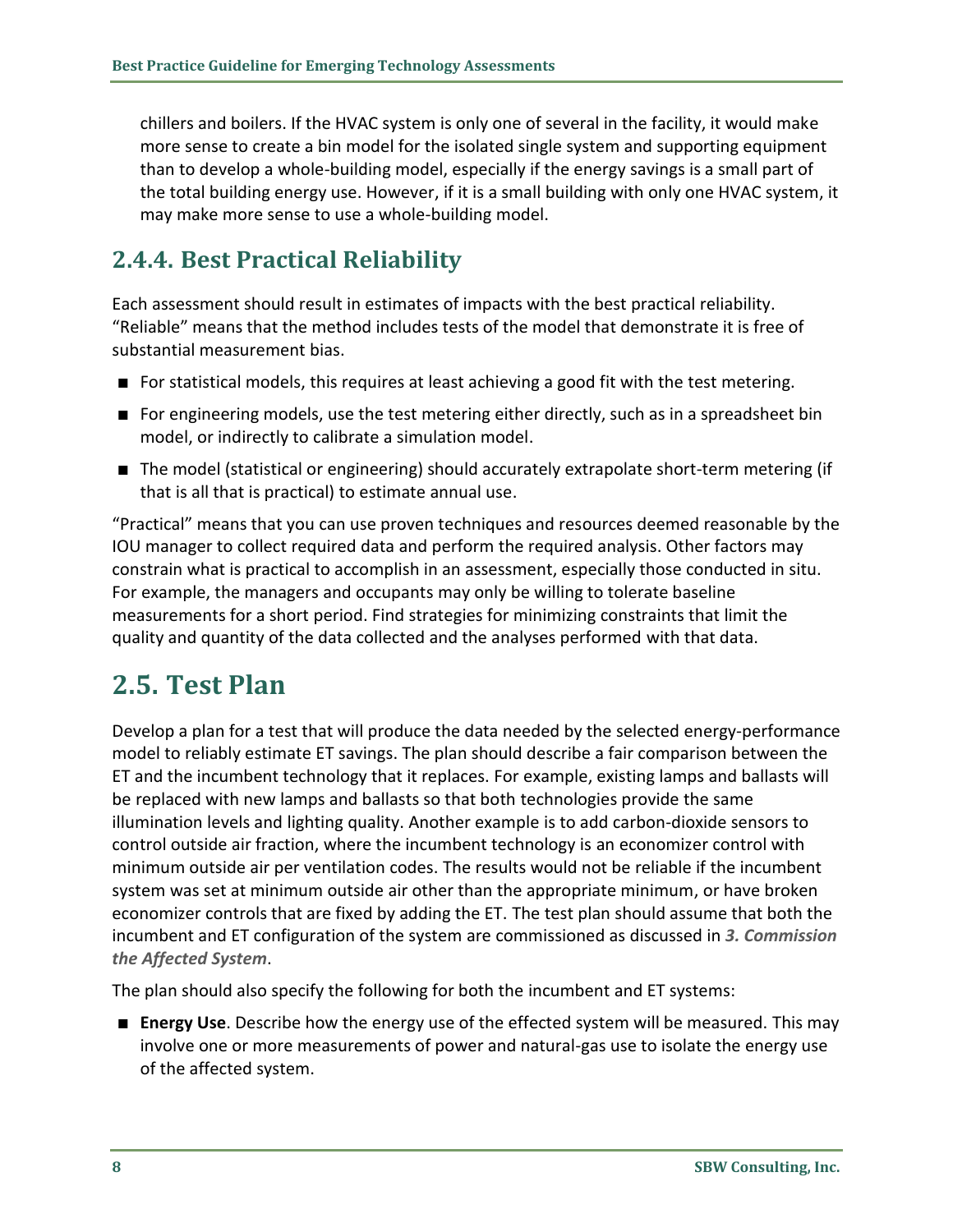chillers and boilers. If the HVAC system is only one of several in the facility, it would make more sense to create a bin model for the isolated single system and supporting equipment than to develop a whole-building model, especially if the energy savings is a small part of the total building energy use. However, if it is a small building with only one HVAC system, it may make more sense to use a whole-building model.

### 2.4.4. Best Practical Reliability

Each assessment should result in estimates of impacts with the best practical reliability. "Reliable" means that the method includes tests of the model that demonstrate it is free of substantial measurement bias.

- For statistical models, this requires at least achieving a good fit with the test metering.
- For engineering models, use the test metering either directly, such as in a spreadsheet bin model, or indirectly to calibrate a simulation model.
- The model (statistical or engineering) should accurately extrapolate short-term metering (if that is all that is practical) to estimate annual use.

"Practical" means that you can use proven techniques and resources deemed reasonable by the IOU manager to collect required data and perform the required analysis. Other factors may constrain what is practical to accomplish in an assessment, especially those conducted in situ. For example, the managers and occupants may only be willing to tolerate baseline measurements for a short period. Find strategies for minimizing constraints that limit the quality and quantity of the data collected and the analyses performed with that data.

## 2.5. Test Plan

Develop a plan for a test that will produce the data needed by the selected energy-performance model to reliably estimate ET savings. The plan should describe a fair comparison between the ET and the incumbent technology that it replaces. For example, existing lamps and ballasts will be replaced with new lamps and ballasts so that both technologies provide the same illumination levels and lighting quality. Another example is to add carbon-dioxide sensors to control outside air fraction, where the incumbent technology is an economizer control with minimum outside air per ventilation codes. The results would not be reliable if the incumbent system was set at minimum outside air other than the appropriate minimum, or have broken economizer controls that are fixed by adding the ET. The test plan should assume that both the incumbent and ET configuration of the system are commissioned as discussed in ***3. Commission the Affected System***.

The plan should also specify the following for both the incumbent and ET systems:

- **Energy Use**. Describe how the energy use of the effected system will be measured. This may involve one or more measurements of power and natural-gas use to isolate the energy use of the affected system.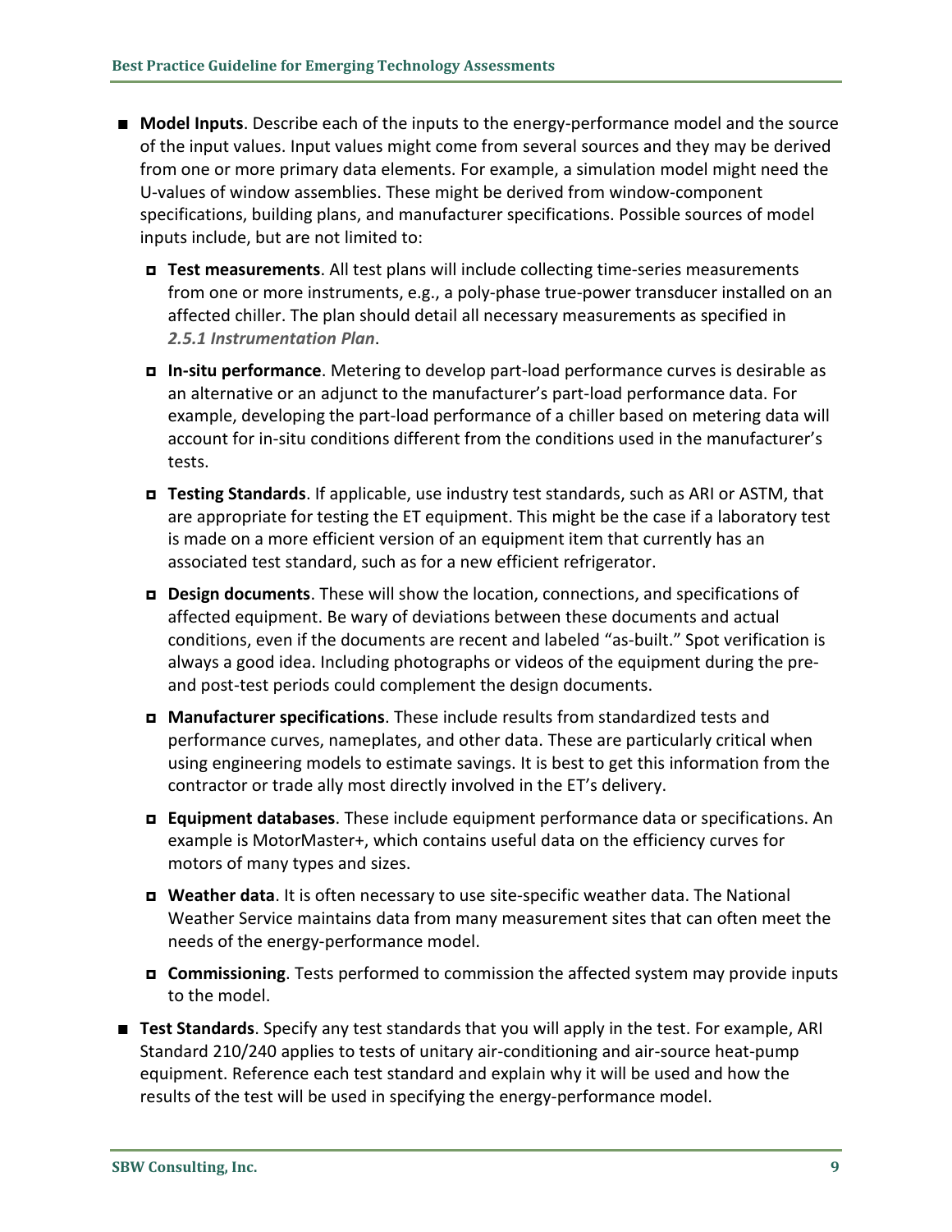- **Model Inputs**. Describe each of the inputs to the energy-performance model and the source of the input values. Input values might come from several sources and they may be derived from one or more primary data elements. For example, a simulation model might need the U-values of window assemblies. These might be derived from window-component specifications, building plans, and manufacturer specifications. Possible sources of model inputs include, but are not limited to:
  - **Test measurements**. All test plans will include collecting time-series measurements from one or more instruments, e.g., a poly-phase true-power transducer installed on an affected chiller. The plan should detail all necessary measurements as specified in ***2.5.1 Instrumentation Plan***.
  - **In-situ performance**. Metering to develop part-load performance curves is desirable as an alternative or an adjunct to the manufacturer's part-load performance data. For example, developing the part-load performance of a chiller based on metering data will account for in-situ conditions different from the conditions used in the manufacturer's tests.
  - **Testing Standards**. If applicable, use industry test standards, such as ARI or ASTM, that are appropriate for testing the ET equipment. This might be the case if a laboratory test is made on a more efficient version of an equipment item that currently has an associated test standard, such as for a new efficient refrigerator.
  - **Design documents**. These will show the location, connections, and specifications of affected equipment. Be wary of deviations between these documents and actual conditions, even if the documents are recent and labeled "as-built." Spot verification is always a good idea. Including photographs or videos of the equipment during the pre- and post-test periods could complement the design documents.
  - **Manufacturer specifications**. These include results from standardized tests and performance curves, nameplates, and other data. These are particularly critical when using engineering models to estimate savings. It is best to get this information from the contractor or trade ally most directly involved in the ET's delivery.
  - **Equipment databases**. These include equipment performance data or specifications. An example is MotorMaster+, which contains useful data on the efficiency curves for motors of many types and sizes.
  - **Weather data**. It is often necessary to use site-specific weather data. The National Weather Service maintains data from many measurement sites that can often meet the needs of the energy-performance model.
  - **Commissioning**. Tests performed to commission the affected system may provide inputs to the model.
- **Test Standards**. Specify any test standards that you will apply in the test. For example, ARI Standard 210/240 applies to tests of unitary air-conditioning and air-source heat-pump equipment. Reference each test standard and explain why it will be used and how the results of the test will be used in specifying the energy-performance model.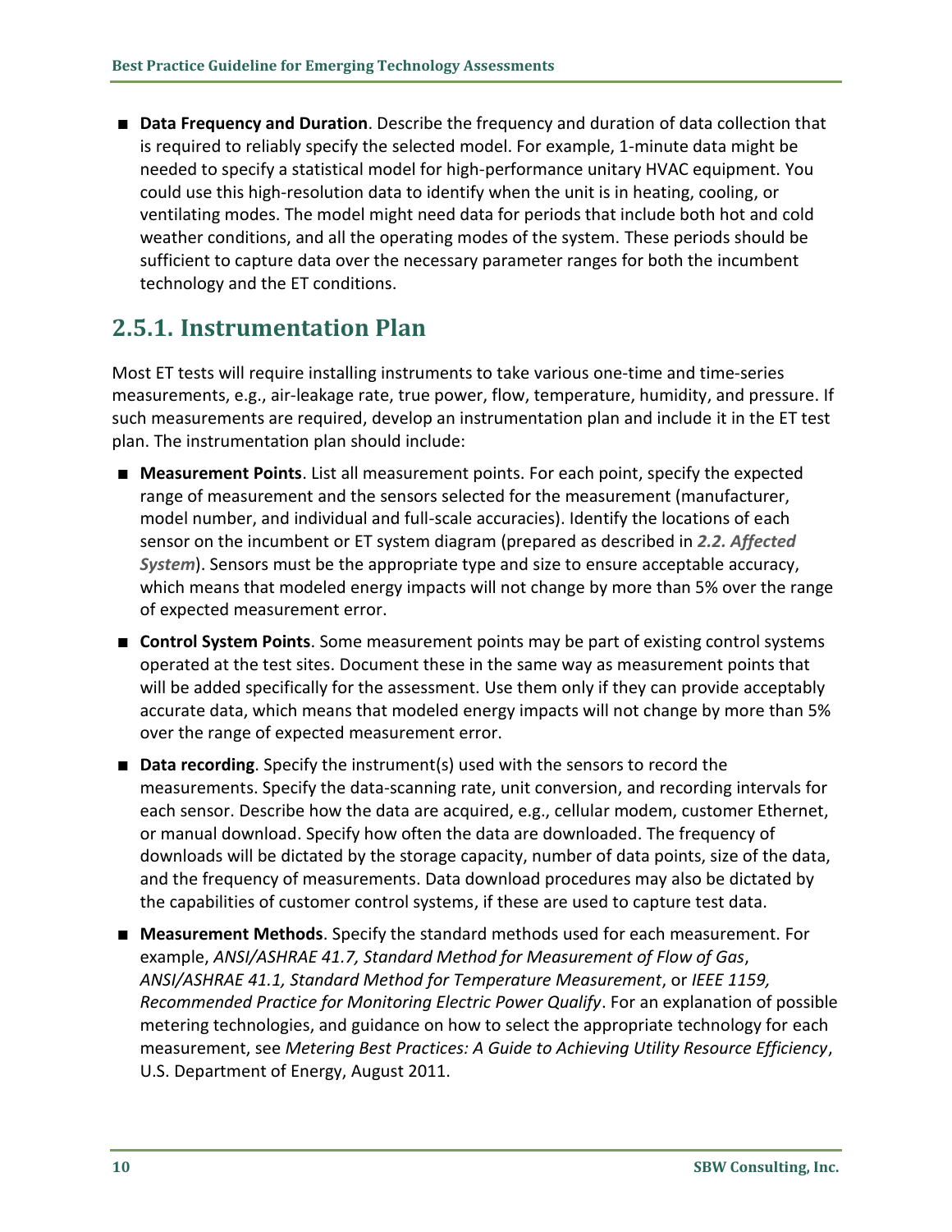- **Data Frequency and Duration**. Describe the frequency and duration of data collection that is required to reliably specify the selected model. For example, 1-minute data might be needed to specify a statistical model for high-performance unitary HVAC equipment. You could use this high-resolution data to identify when the unit is in heating, cooling, or ventilating modes. The model might need data for periods that include both hot and cold weather conditions, and all the operating modes of the system. These periods should be sufficient to capture data over the necessary parameter ranges for both the incumbent technology and the ET conditions.

## 2.5.1. Instrumentation Plan

Most ET tests will require installing instruments to take various one-time and time-series measurements, e.g., air-leakage rate, true power, flow, temperature, humidity, and pressure. If such measurements are required, develop an instrumentation plan and include it in the ET test plan. The instrumentation plan should include:

- **Measurement Points**. List all measurement points. For each point, specify the expected range of measurement and the sensors selected for the measurement (manufacturer, model number, and individual and full-scale accuracies). Identify the locations of each sensor on the incumbent or ET system diagram (prepared as described in ***2.2. Affected System***). Sensors must be the appropriate type and size to ensure acceptable accuracy, which means that modeled energy impacts will not change by more than 5% over the range of expected measurement error.
- **Control System Points**. Some measurement points may be part of existing control systems operated at the test sites. Document these in the same way as measurement points that will be added specifically for the assessment. Use them only if they can provide acceptably accurate data, which means that modeled energy impacts will not change by more than 5% over the range of expected measurement error.
- **Data recording**. Specify the instrument(s) used with the sensors to record the measurements. Specify the data-scanning rate, unit conversion, and recording intervals for each sensor. Describe how the data are acquired, e.g., cellular modem, customer Ethernet, or manual download. Specify how often the data are downloaded. The frequency of downloads will be dictated by the storage capacity, number of data points, size of the data, and the frequency of measurements. Data download procedures may also be dictated by the capabilities of customer control systems, if these are used to capture test data.
- **Measurement Methods**. Specify the standard methods used for each measurement. For example, *ANSI/ASHRAE 41.7, Standard Method for Measurement of Flow of Gas*, *ANSI/ASHRAE 41.1, Standard Method for Temperature Measurement*, or *IEEE 1159, Recommended Practice for Monitoring Electric Power Qualify*. For an explanation of possible metering technologies, and guidance on how to select the appropriate technology for each measurement, see *Metering Best Practices: A Guide to Achieving Utility Resource Efficiency*, U.S. Department of Energy, August 2011.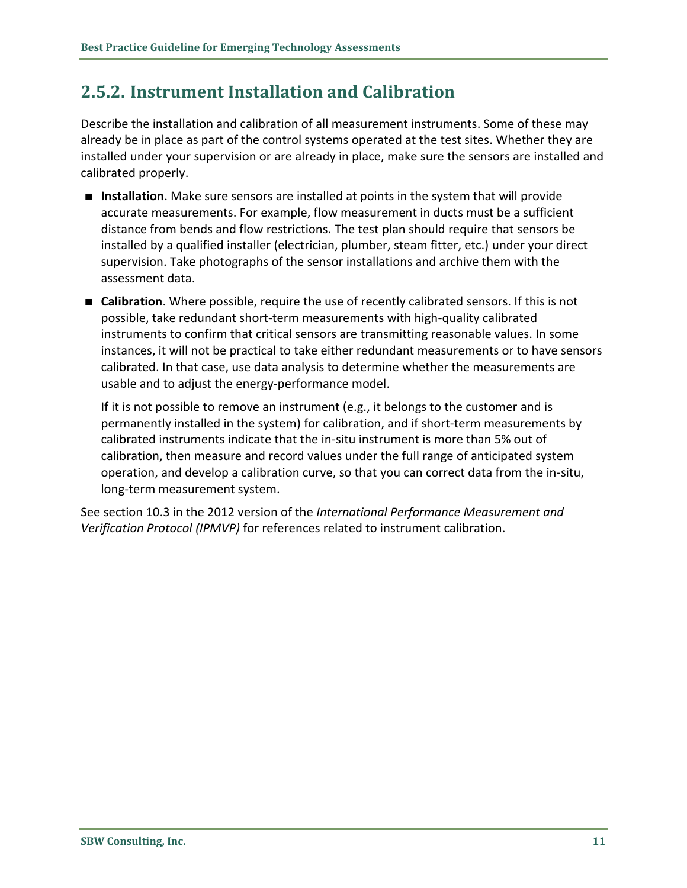## 2.5.2. Instrument Installation and Calibration

Describe the installation and calibration of all measurement instruments. Some of these may already be in place as part of the control systems operated at the test sites. Whether they are installed under your supervision or are already in place, make sure the sensors are installed and calibrated properly.

- **Installation**. Make sure sensors are installed at points in the system that will provide accurate measurements. For example, flow measurement in ducts must be a sufficient distance from bends and flow restrictions. The test plan should require that sensors be installed by a qualified installer (electrician, plumber, steam fitter, etc.) under your direct supervision. Take photographs of the sensor installations and archive them with the assessment data.
- **Calibration**. Where possible, require the use of recently calibrated sensors. If this is not possible, take redundant short-term measurements with high-quality calibrated instruments to confirm that critical sensors are transmitting reasonable values. In some instances, it will not be practical to take either redundant measurements or to have sensors calibrated. In that case, use data analysis to determine whether the measurements are usable and to adjust the energy-performance model.

  If it is not possible to remove an instrument (e.g., it belongs to the customer and is permanently installed in the system) for calibration, and if short-term measurements by calibrated instruments indicate that the in-situ instrument is more than 5% out of calibration, then measure and record values under the full range of anticipated system operation, and develop a calibration curve, so that you can correct data from the in-situ, long-term measurement system.

See section 10.3 in the 2012 version of the *International Performance Measurement and Verification Protocol (IPMVP)* for references related to instrument calibration.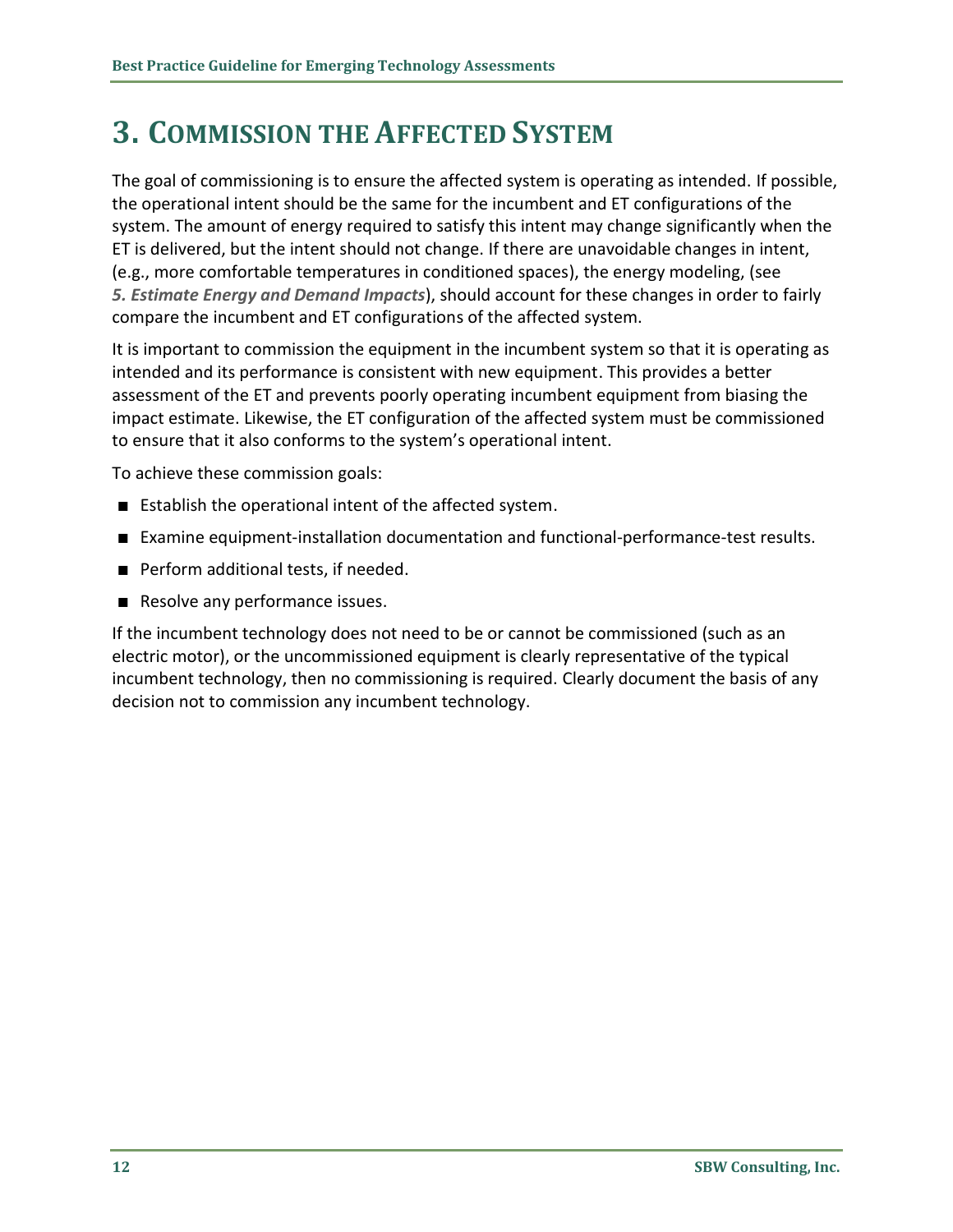# 3. Commission the Affected System

The goal of commissioning is to ensure the affected system is operating as intended. If possible, the operational intent should be the same for the incumbent and ET configurations of the system. The amount of energy required to satisfy this intent may change significantly when the ET is delivered, but the intent should not change. If there are unavoidable changes in intent, (e.g., more comfortable temperatures in conditioned spaces), the energy modeling, (see ***5. Estimate Energy and Demand Impacts***), should account for these changes in order to fairly compare the incumbent and ET configurations of the affected system.

It is important to commission the equipment in the incumbent system so that it is operating as intended and its performance is consistent with new equipment. This provides a better assessment of the ET and prevents poorly operating incumbent equipment from biasing the impact estimate. Likewise, the ET configuration of the affected system must be commissioned to ensure that it also conforms to the system's operational intent.

To achieve these commission goals:

- Establish the operational intent of the affected system.
- Examine equipment-installation documentation and functional-performance-test results.
- Perform additional tests, if needed.
- Resolve any performance issues.

If the incumbent technology does not need to be or cannot be commissioned (such as an electric motor), or the uncommissioned equipment is clearly representative of the typical incumbent technology, then no commissioning is required. Clearly document the basis of any decision not to commission any incumbent technology.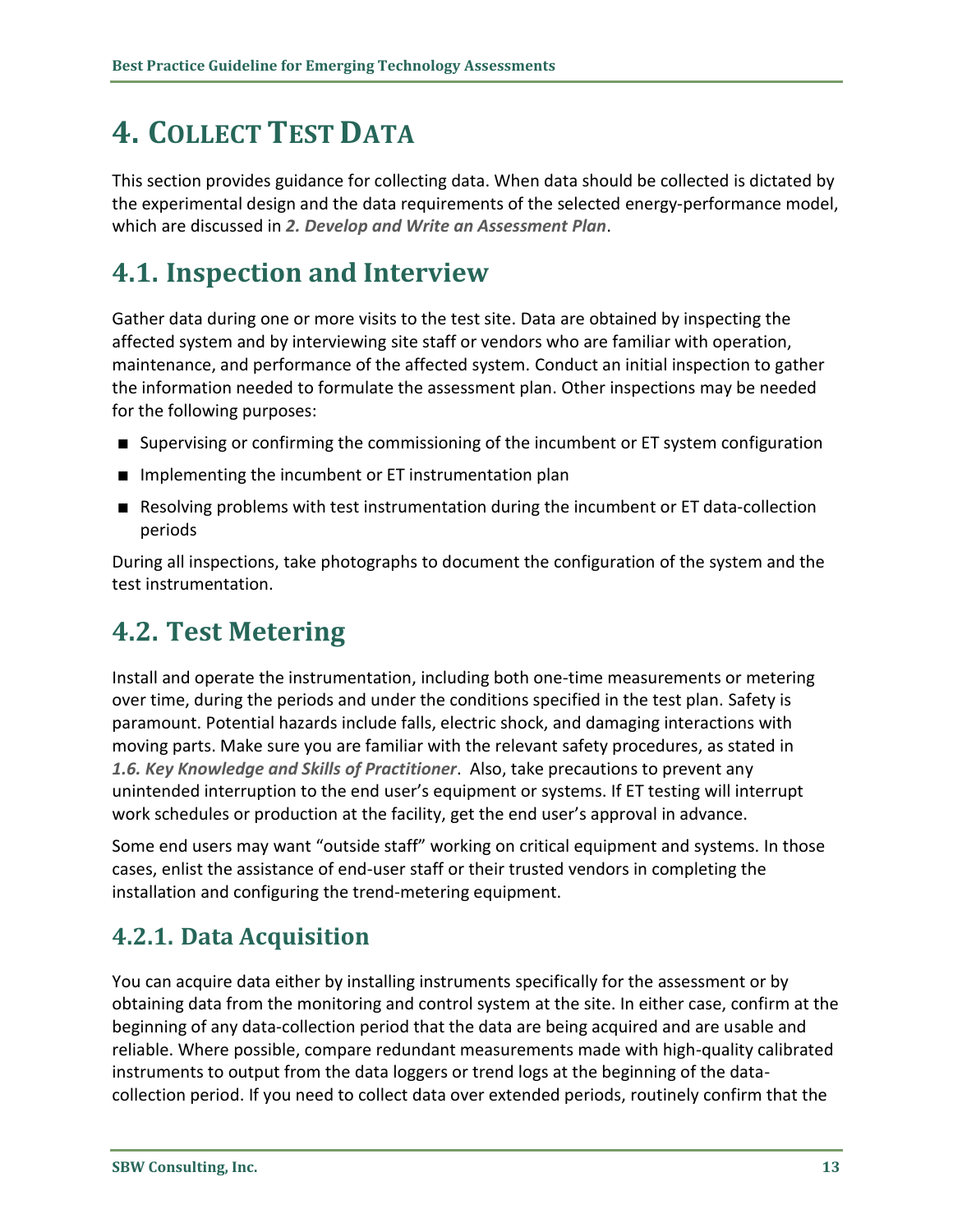# 4. Collect Test Data

This section provides guidance for collecting data. When data should be collected is dictated by the experimental design and the data requirements of the selected energy-performance model, which are discussed in ***2. Develop and Write an Assessment Plan***.

## 4.1. Inspection and Interview

Gather data during one or more visits to the test site. Data are obtained by inspecting the affected system and by interviewing site staff or vendors who are familiar with operation, maintenance, and performance of the affected system. Conduct an initial inspection to gather the information needed to formulate the assessment plan. Other inspections may be needed for the following purposes:

- Supervising or confirming the commissioning of the incumbent or ET system configuration
- Implementing the incumbent or ET instrumentation plan
- Resolving problems with test instrumentation during the incumbent or ET data-collection periods

During all inspections, take photographs to document the configuration of the system and the test instrumentation.

## 4.2. Test Metering

Install and operate the instrumentation, including both one-time measurements or metering over time, during the periods and under the conditions specified in the test plan. Safety is paramount. Potential hazards include falls, electric shock, and damaging interactions with moving parts. Make sure you are familiar with the relevant safety procedures, as stated in ***1.6. Key Knowledge and Skills of Practitioner***. Also, take precautions to prevent any unintended interruption to the end user's equipment or systems. If ET testing will interrupt work schedules or production at the facility, get the end user's approval in advance.

Some end users may want "outside staff" working on critical equipment and systems. In those cases, enlist the assistance of end-user staff or their trusted vendors in completing the installation and configuring the trend-metering equipment.

### 4.2.1. Data Acquisition

You can acquire data either by installing instruments specifically for the assessment or by obtaining data from the monitoring and control system at the site. In either case, confirm at the beginning of any data-collection period that the data are being acquired and are usable and reliable. Where possible, compare redundant measurements made with high-quality calibrated instruments to output from the data loggers or trend logs at the beginning of the data-collection period. If you need to collect data over extended periods, routinely confirm that the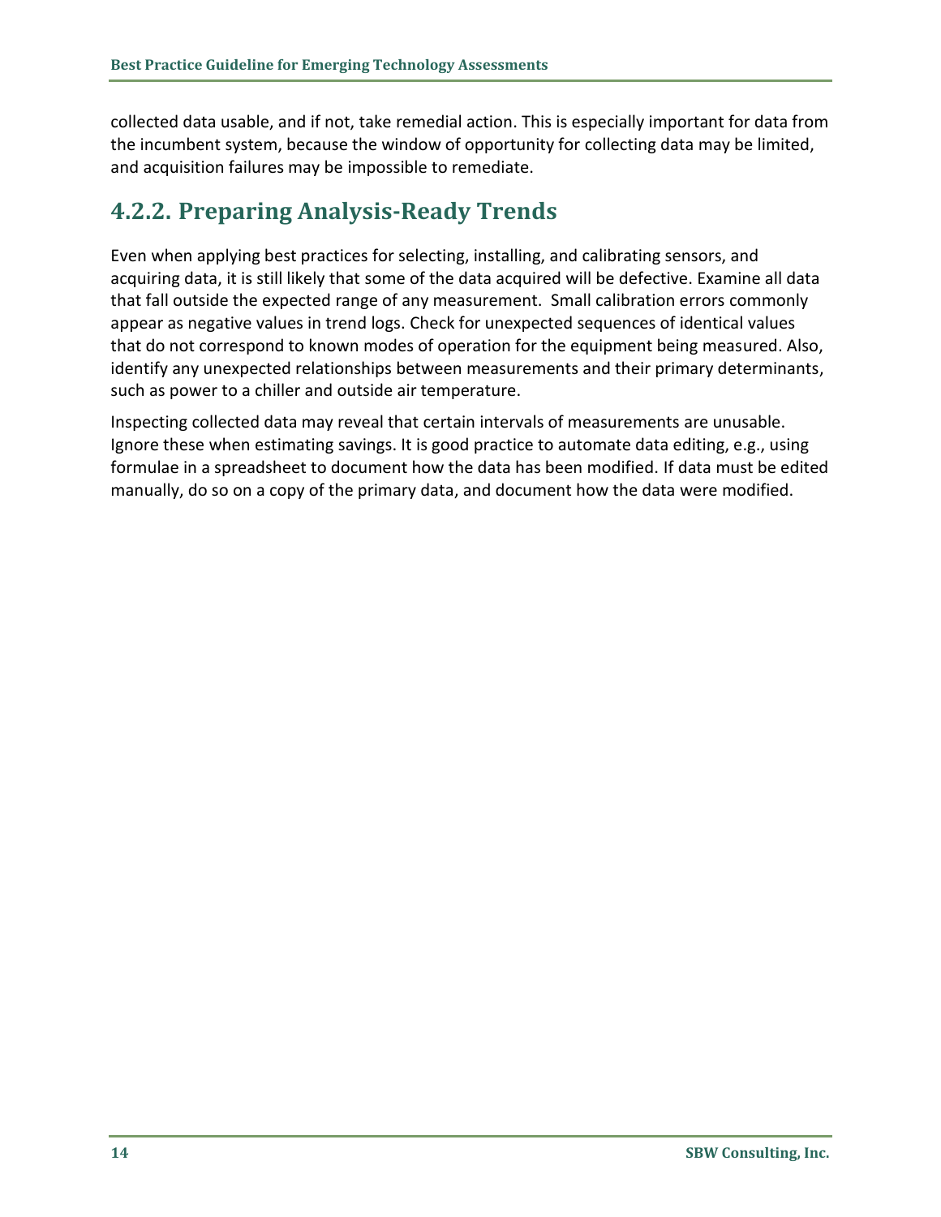collected data usable, and if not, take remedial action. This is especially important for data from the incumbent system, because the window of opportunity for collecting data may be limited, and acquisition failures may be impossible to remediate.

### 4.2.2. Preparing Analysis-Ready Trends

Even when applying best practices for selecting, installing, and calibrating sensors, and acquiring data, it is still likely that some of the data acquired will be defective. Examine all data that fall outside the expected range of any measurement. Small calibration errors commonly appear as negative values in trend logs. Check for unexpected sequences of identical values that do not correspond to known modes of operation for the equipment being measured. Also, identify any unexpected relationships between measurements and their primary determinants, such as power to a chiller and outside air temperature.

Inspecting collected data may reveal that certain intervals of measurements are unusable. Ignore these when estimating savings. It is good practice to automate data editing, e.g., using formulae in a spreadsheet to document how the data has been modified. If data must be edited manually, do so on a copy of the primary data, and document how the data were modified.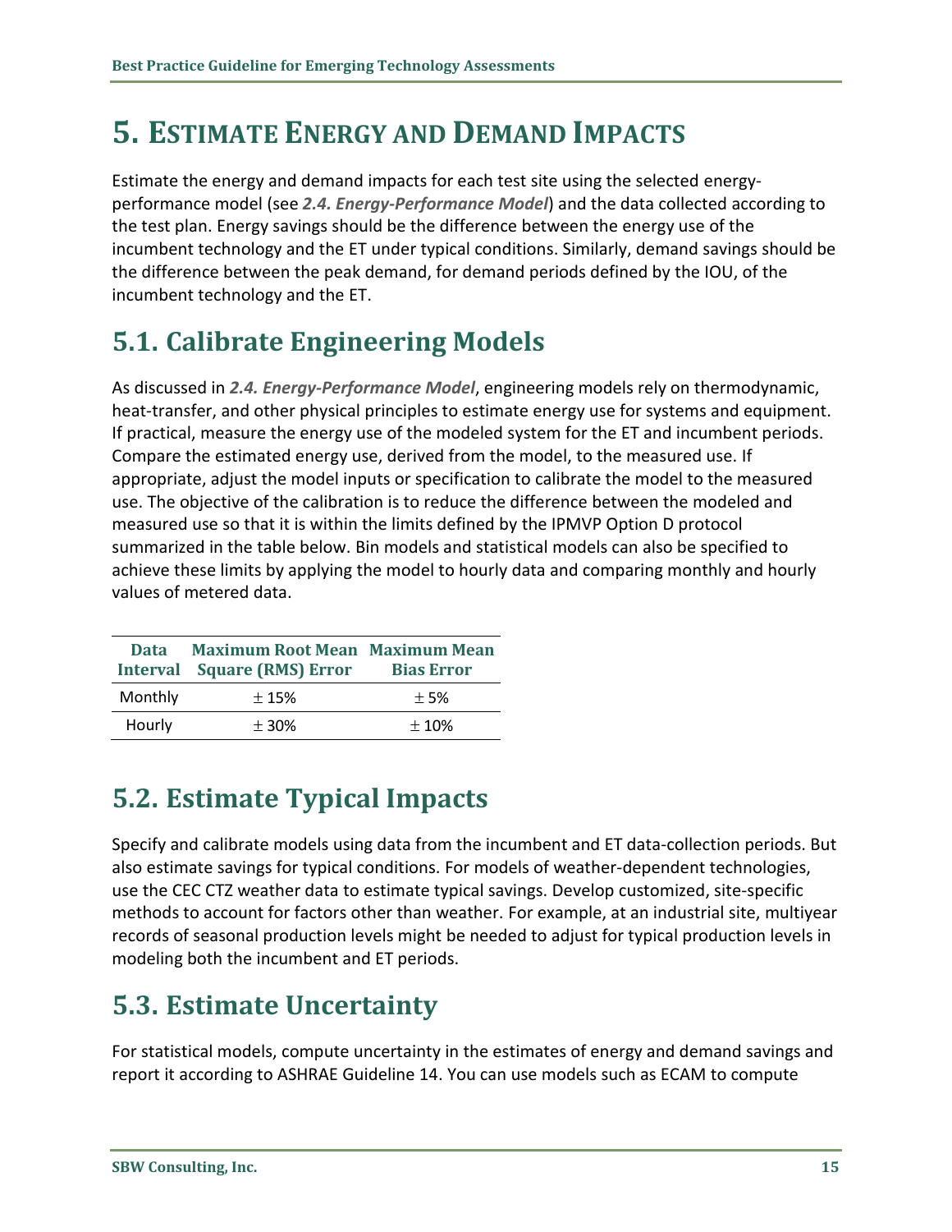# 5. Estimate Energy and Demand Impacts

Estimate the energy and demand impacts for each test site using the selected energy-performance model (see ***2.4. Energy-Performance Model***) and the data collected according to the test plan. Energy savings should be the difference between the energy use of the incumbent technology and the ET under typical conditions. Similarly, demand savings should be the difference between the peak demand, for demand periods defined by the IOU, of the incumbent technology and the ET.

## 5.1. Calibrate Engineering Models

As discussed in ***2.4. Energy-Performance Model***, engineering models rely on thermodynamic, heat-transfer, and other physical principles to estimate energy use for systems and equipment. If practical, measure the energy use of the modeled system for the ET and incumbent periods. Compare the estimated energy use, derived from the model, to the measured use. If appropriate, adjust the model inputs or specification to calibrate the model to the measured use. The objective of the calibration is to reduce the difference between the modeled and measured use so that it is within the limits defined by the IPMVP Option D protocol summarized in the table below. Bin models and statistical models can also be specified to achieve these limits by applying the model to hourly data and comparing monthly and hourly values of metered data.

| Data Interval | Maximum Root Mean Square (RMS) Error | Maximum Mean Bias Error |
|---|---|---|
| Monthly | ± 15% | ± 5% |
| Hourly | ± 30% | ± 10% |

## 5.2. Estimate Typical Impacts

Specify and calibrate models using data from the incumbent and ET data-collection periods. But also estimate savings for typical conditions. For models of weather-dependent technologies, use the CEC CTZ weather data to estimate typical savings. Develop customized, site-specific methods to account for factors other than weather. For example, at an industrial site, multiyear records of seasonal production levels might be needed to adjust for typical production levels in modeling both the incumbent and ET periods.

## 5.3. Estimate Uncertainty

For statistical models, compute uncertainty in the estimates of energy and demand savings and report it according to ASHRAE Guideline 14. You can use models such as ECAM to compute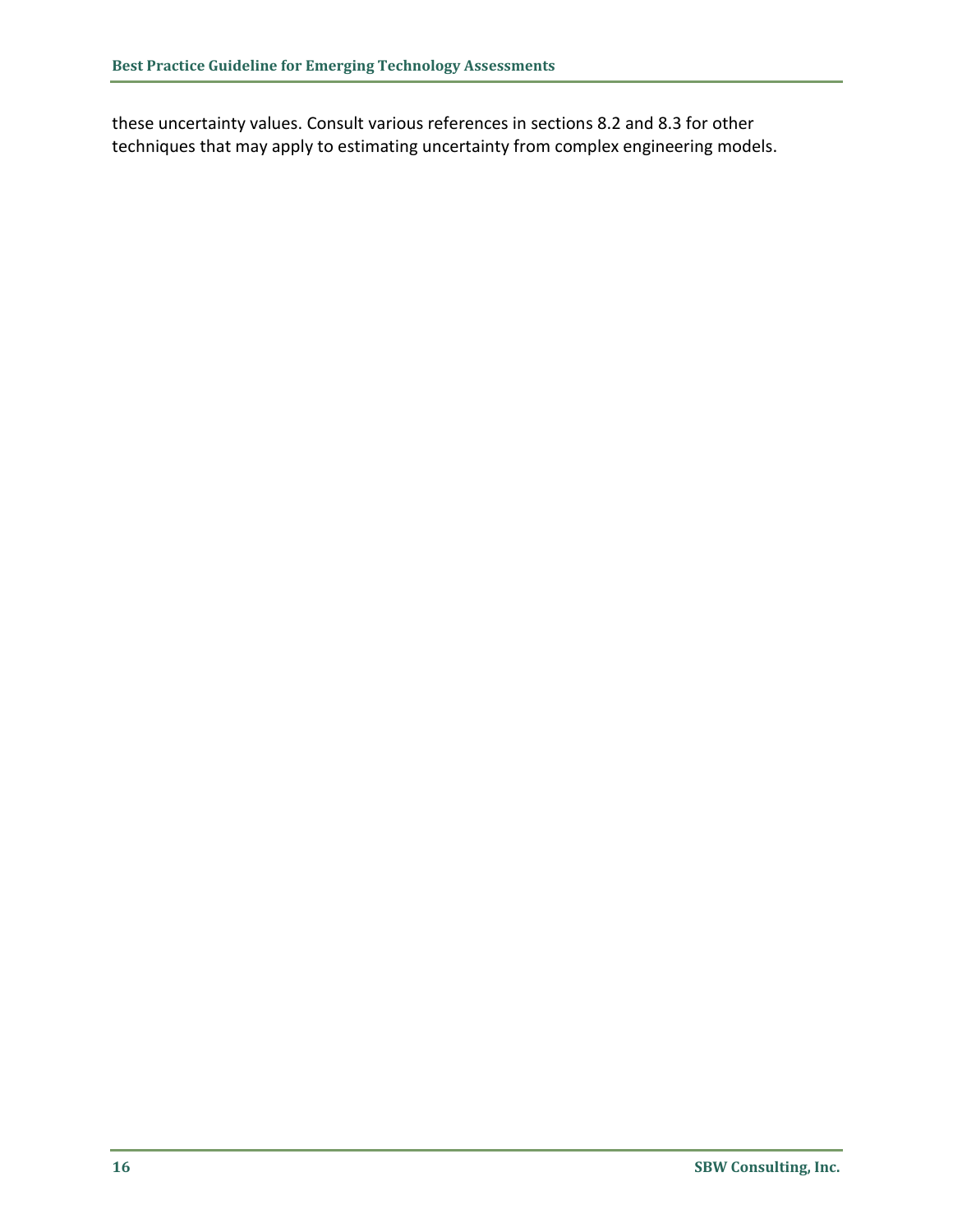these uncertainty values. Consult various references in sections 8.2 and 8.3 for other techniques that may apply to estimating uncertainty from complex engineering models.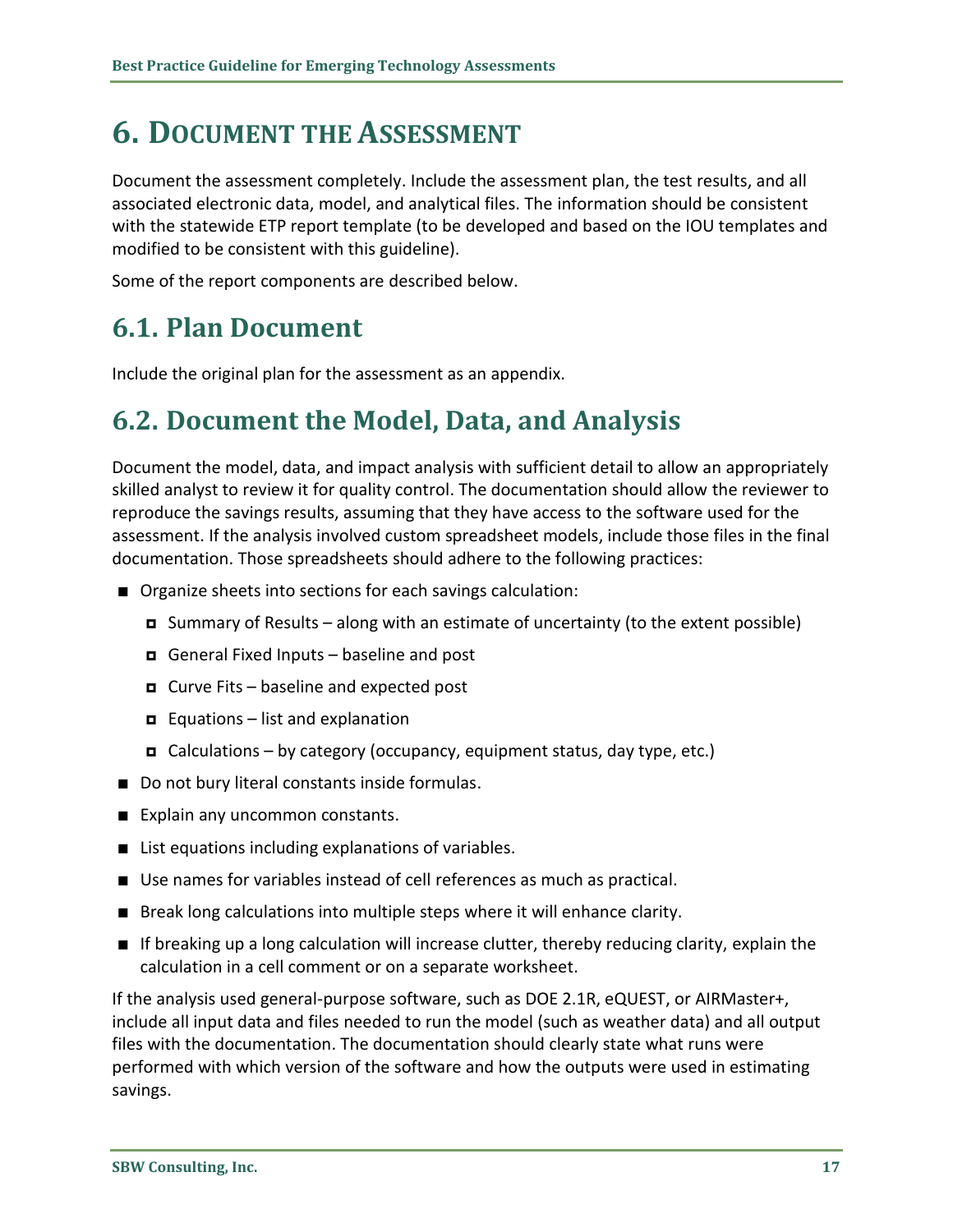# 6. DOCUMENT THE ASSESSMENT

Document the assessment completely. Include the assessment plan, the test results, and all associated electronic data, model, and analytical files. The information should be consistent with the statewide ETP report template (to be developed and based on the IOU templates and modified to be consistent with this guideline).

Some of the report components are described below.

## 6.1. Plan Document

Include the original plan for the assessment as an appendix.

## 6.2. Document the Model, Data, and Analysis

Document the model, data, and impact analysis with sufficient detail to allow an appropriately skilled analyst to review it for quality control. The documentation should allow the reviewer to reproduce the savings results, assuming that they have access to the software used for the assessment. If the analysis involved custom spreadsheet models, include those files in the final documentation. Those spreadsheets should adhere to the following practices:

- Organize sheets into sections for each savings calculation:
  - Summary of Results – along with an estimate of uncertainty (to the extent possible)
  - General Fixed Inputs – baseline and post
  - Curve Fits – baseline and expected post
  - Equations – list and explanation
  - Calculations – by category (occupancy, equipment status, day type, etc.)
- Do not bury literal constants inside formulas.
- Explain any uncommon constants.
- List equations including explanations of variables.
- Use names for variables instead of cell references as much as practical.
- Break long calculations into multiple steps where it will enhance clarity.
- If breaking up a long calculation will increase clutter, thereby reducing clarity, explain the calculation in a cell comment or on a separate worksheet.

If the analysis used general-purpose software, such as DOE 2.1R, eQUEST, or AIRMaster+, include all input data and files needed to run the model (such as weather data) and all output files with the documentation. The documentation should clearly state what runs were performed with which version of the software and how the outputs were used in estimating savings.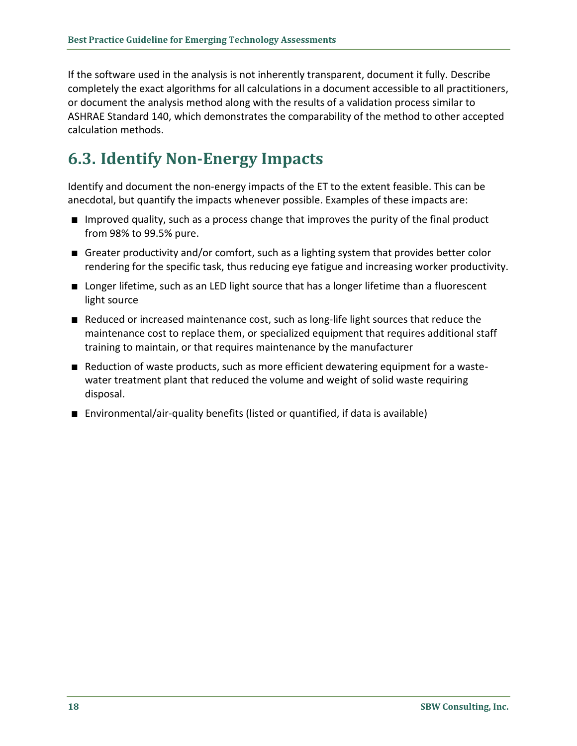If the software used in the analysis is not inherently transparent, document it fully. Describe completely the exact algorithms for all calculations in a document accessible to all practitioners, or document the analysis method along with the results of a validation process similar to ASHRAE Standard 140, which demonstrates the comparability of the method to other accepted calculation methods.

## 6.3. Identify Non-Energy Impacts

Identify and document the non-energy impacts of the ET to the extent feasible. This can be anecdotal, but quantify the impacts whenever possible. Examples of these impacts are:

- Improved quality, such as a process change that improves the purity of the final product from 98% to 99.5% pure.
- Greater productivity and/or comfort, such as a lighting system that provides better color rendering for the specific task, thus reducing eye fatigue and increasing worker productivity.
- Longer lifetime, such as an LED light source that has a longer lifetime than a fluorescent light source
- Reduced or increased maintenance cost, such as long-life light sources that reduce the maintenance cost to replace them, or specialized equipment that requires additional staff training to maintain, or that requires maintenance by the manufacturer
- Reduction of waste products, such as more efficient dewatering equipment for a waste-water treatment plant that reduced the volume and weight of solid waste requiring disposal.
- Environmental/air-quality benefits (listed or quantified, if data is available)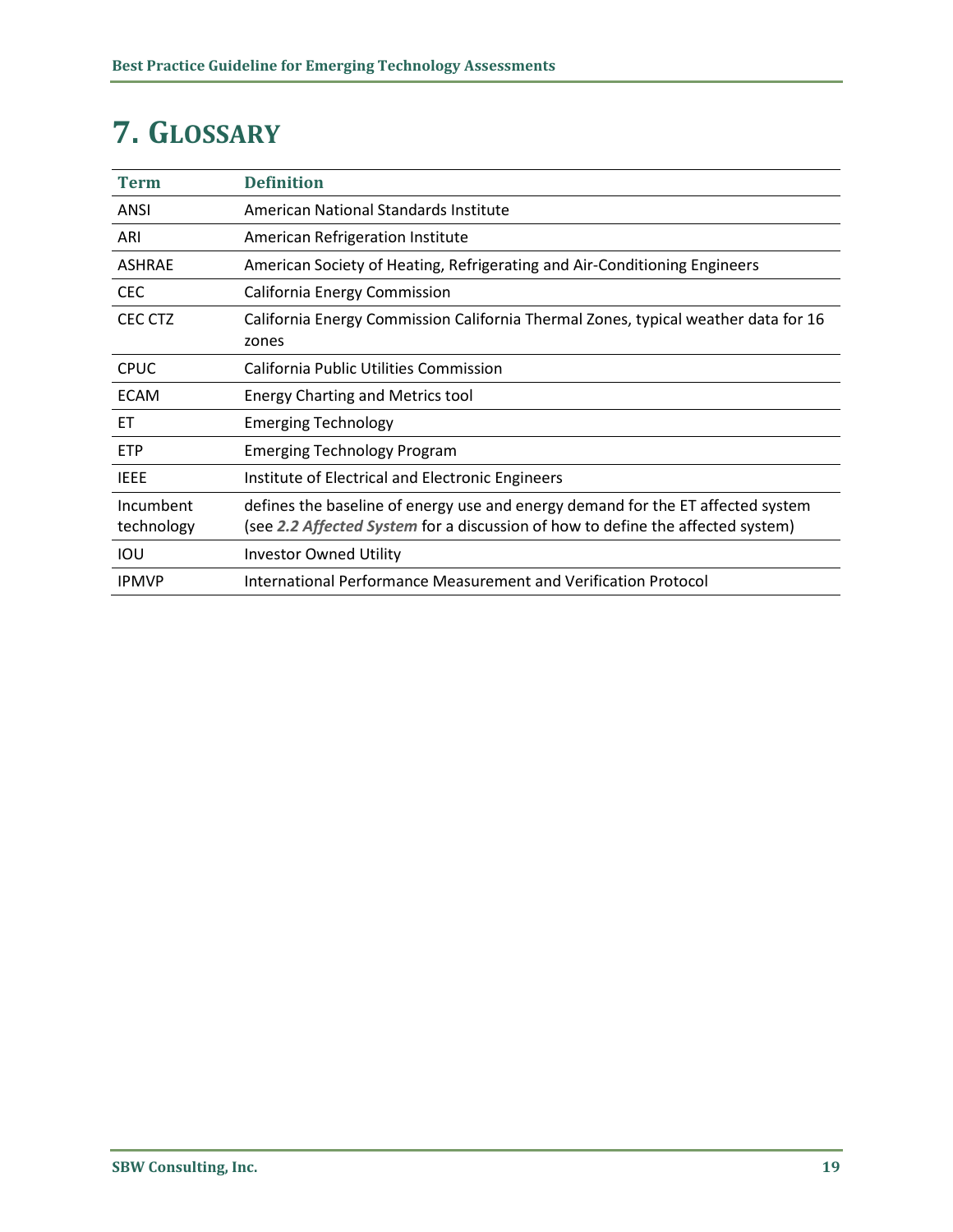# 7. Glossary

| Term | Definition |
|---|---|
| ANSI | American National Standards Institute |
| ARI | American Refrigeration Institute |
| ASHRAE | American Society of Heating, Refrigerating and Air-Conditioning Engineers |
| CEC | California Energy Commission |
| CEC CTZ | California Energy Commission California Thermal Zones, typical weather data for 16 zones |
| CPUC | California Public Utilities Commission |
| ECAM | Energy Charting and Metrics tool |
| ET | Emerging Technology |
| ETP | Emerging Technology Program |
| IEEE | Institute of Electrical and Electronic Engineers |
| Incumbent technology | defines the baseline of energy use and energy demand for the ET affected system (see ***2.2 Affected System*** for a discussion of how to define the affected system) |
| IOU | Investor Owned Utility |
| IPMVP | International Performance Measurement and Verification Protocol |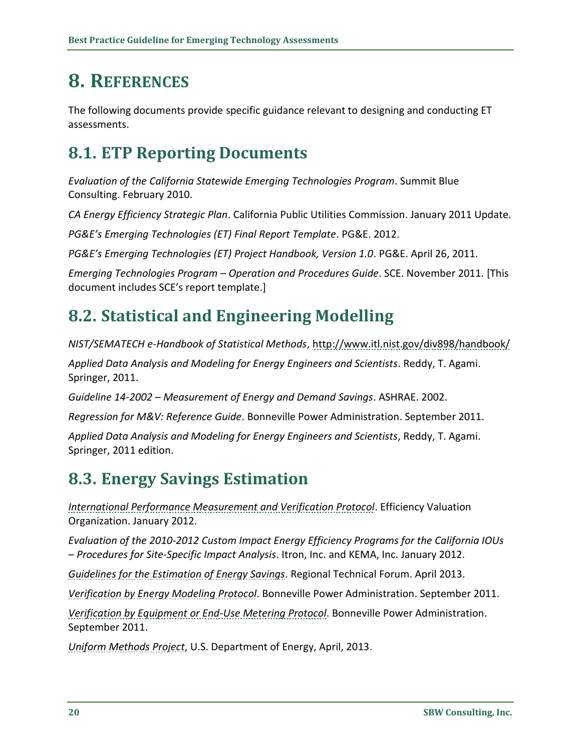# 8. REFERENCES

The following documents provide specific guidance relevant to designing and conducting ET assessments.

## 8.1. ETP Reporting Documents

*Evaluation of the California Statewide Emerging Technologies Program*. Summit Blue Consulting. February 2010.

*CA Energy Efficiency Strategic Plan*. California Public Utilities Commission. January 2011 Update.

*PG&E's Emerging Technologies (ET) Final Report Template*. PG&E. 2012.

*PG&E's Emerging Technologies (ET) Project Handbook, Version 1.0*. PG&E. April 26, 2011.

*Emerging Technologies Program – Operation and Procedures Guide*. SCE. November 2011. [This document includes SCE's report template.]

## 8.2. Statistical and Engineering Modelling

*NIST/SEMATECH e-Handbook of Statistical Methods*, http://www.itl.nist.gov/div898/handbook/

*Applied Data Analysis and Modeling for Energy Engineers and Scientists*. Reddy, T. Agami. Springer, 2011.

*Guideline 14-2002 – Measurement of Energy and Demand Savings*. ASHRAE. 2002.

*Regression for M&V: Reference Guide*. Bonneville Power Administration. September 2011.

*Applied Data Analysis and Modeling for Energy Engineers and Scientists*, Reddy, T. Agami. Springer, 2011 edition.

## 8.3. Energy Savings Estimation

*International Performance Measurement and Verification Protocol*. Efficiency Valuation Organization. January 2012.

*Evaluation of the 2010-2012 Custom Impact Energy Efficiency Programs for the California IOUs – Procedures for Site-Specific Impact Analysis*. Itron, Inc. and KEMA, Inc. January 2012.

*Guidelines for the Estimation of Energy Savings*. Regional Technical Forum. April 2013.

*Verification by Energy Modeling Protocol*. Bonneville Power Administration. September 2011.

*Verification by Equipment or End-Use Metering Protocol*. Bonneville Power Administration. September 2011.

*Uniform Methods Project*, U.S. Department of Energy, April, 2013.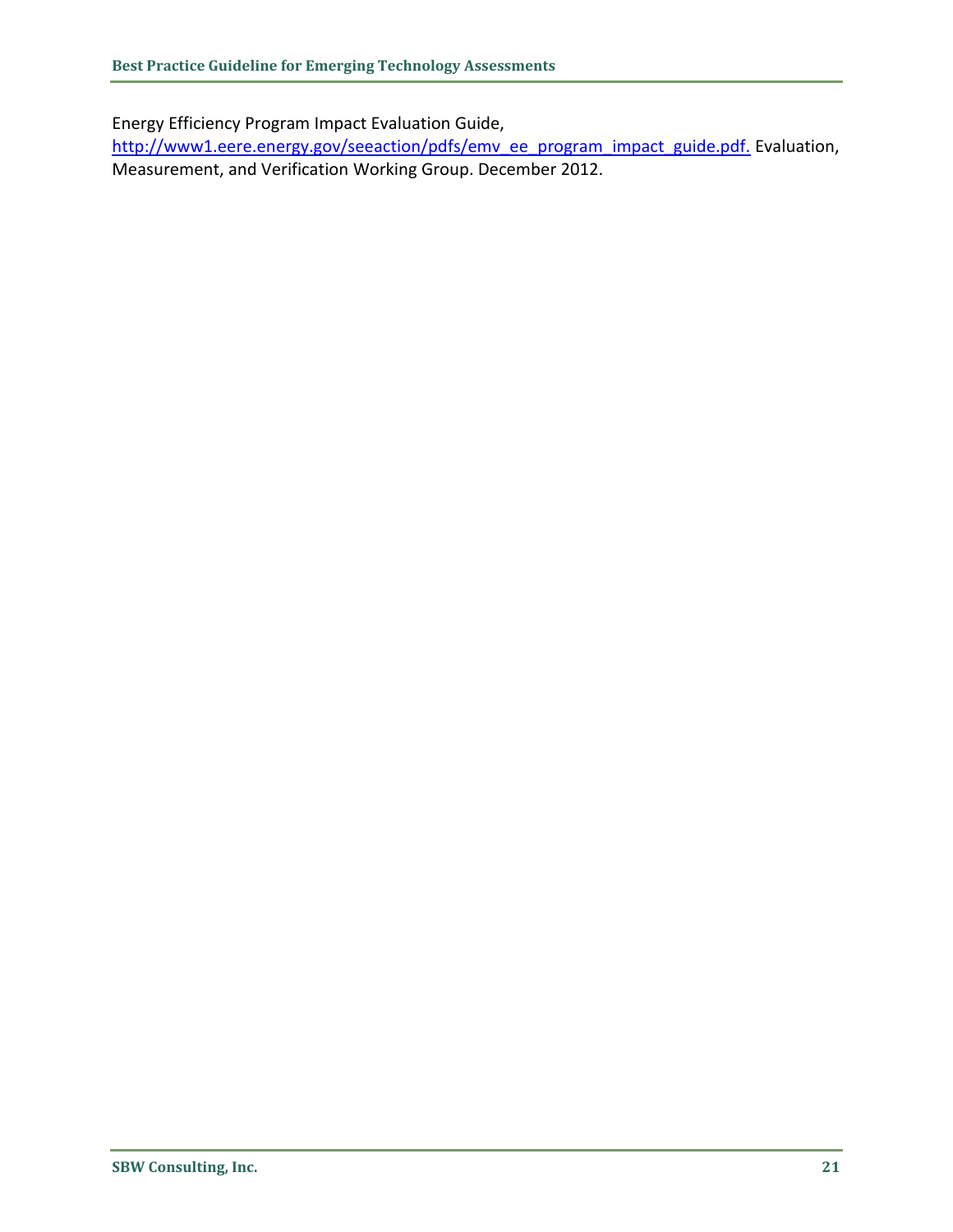Energy Efficiency Program Impact Evaluation Guide, http://www1.eere.energy.gov/seeaction/pdfs/emv_ee_program_impact_guide.pdf. Evaluation, Measurement, and Verification Working Group. December 2012.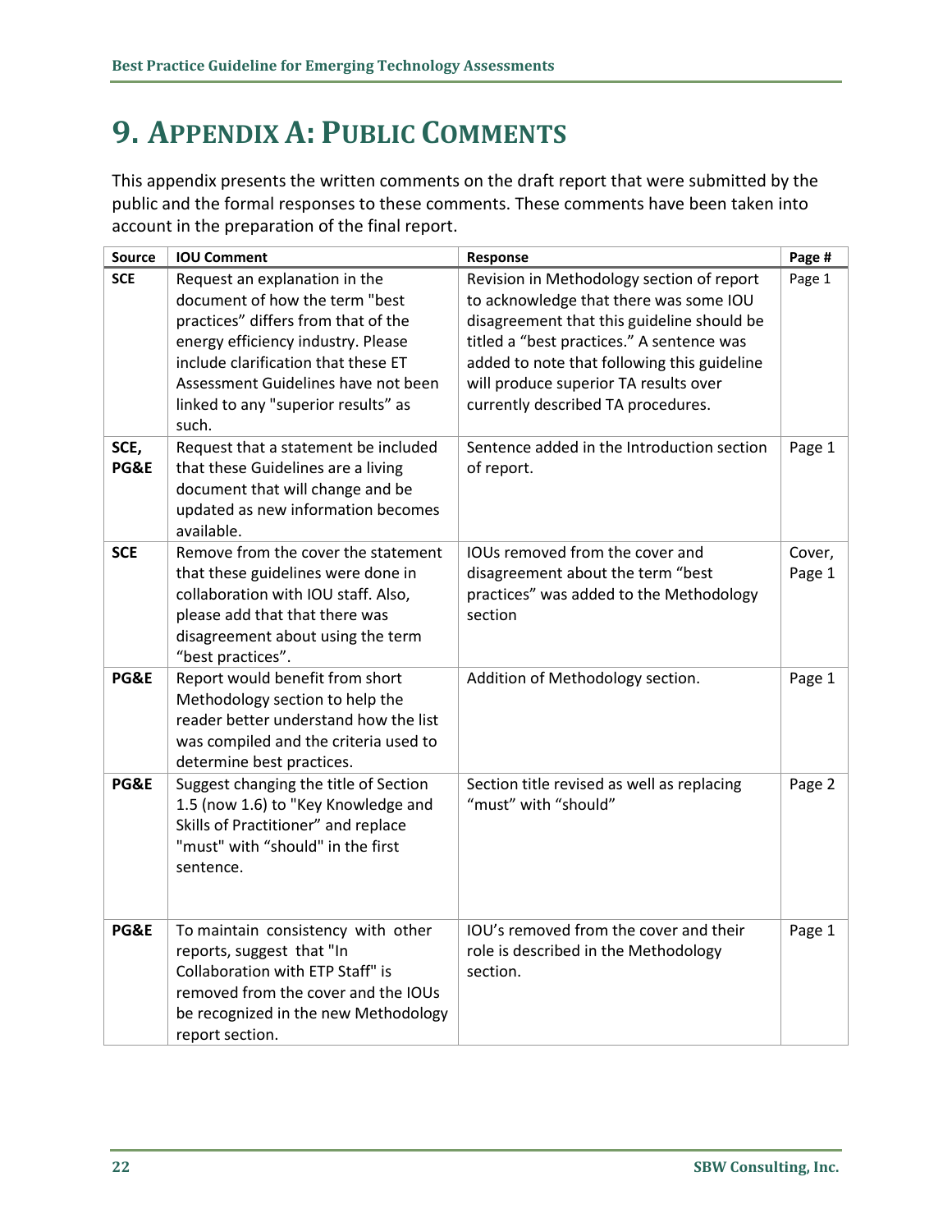# 9. Appendix A: Public Comments

This appendix presents the written comments on the draft report that were submitted by the public and the formal responses to these comments. These comments have been taken into account in the preparation of the final report.

| Source | IOU Comment | Response | Page # |
|---|---|---|---|
| **SCE** | Request an explanation in the document of how the term "best practices" differs from that of the energy efficiency industry. Please include clarification that these ET Assessment Guidelines have not been linked to any "superior results" as such. | Revision in Methodology section of report to acknowledge that there was some IOU disagreement that this guideline should be titled a "best practices." A sentence was added to note that following this guideline will produce superior TA results over currently described TA procedures. | Page 1 |
| **SCE, PG&E** | Request that a statement be included that these Guidelines are a living document that will change and be updated as new information becomes available. | Sentence added in the Introduction section of report. | Page 1 |
| **SCE** | Remove from the cover the statement that these guidelines were done in collaboration with IOU staff. Also, please add that that there was disagreement about using the term "best practices". | IOUs removed from the cover and disagreement about the term "best practices" was added to the Methodology section | Cover, Page 1 |
| **PG&E** | Report would benefit from short Methodology section to help the reader better understand how the list was compiled and the criteria used to determine best practices. | Addition of Methodology section. | Page 1 |
| **PG&E** | Suggest changing the title of Section 1.5 (now 1.6) to "Key Knowledge and Skills of Practitioner" and replace "must" with "should" in the first sentence. | Section title revised as well as replacing "must" with "should" | Page 2 |
| **PG&E** | To maintain consistency with other reports, suggest that "In Collaboration with ETP Staff" is removed from the cover and the IOUs be recognized in the new Methodology report section. | IOU's removed from the cover and their role is described in the Methodology section. | Page 1 |